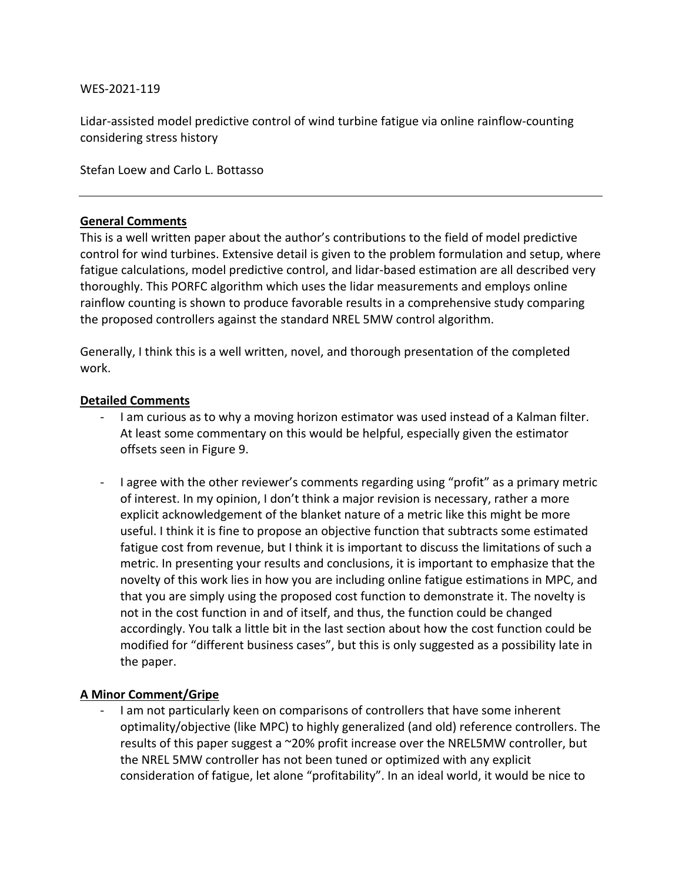WES-2021-119

Lidar-assisted model predictive control of wind turbine fatigue via online rainflow-counting considering stress history

Stefan Loew and Carlo L. Bottasso

---

**General Comments**

This is a well written paper about the author's contributions to the field of model predictive control for wind turbines. Extensive detail is given to the problem formulation and setup, where fatigue calculations, model predictive control, and lidar-based estimation are all described very thoroughly. This PORFC algorithm which uses the lidar measurements and employs online rainflow counting is shown to produce favorable results in a comprehensive study comparing the proposed controllers against the standard NREL 5MW control algorithm.

Generally, I think this is a well written, novel, and thorough presentation of the completed work.

**Detailed Comments**

- I am curious as to why a moving horizon estimator was used instead of a Kalman filter. At least some commentary on this would be helpful, especially given the estimator offsets seen in Figure 9.

- I agree with the other reviewer's comments regarding using "profit" as a primary metric of interest. In my opinion, I don't think a major revision is necessary, rather a more explicit acknowledgement of the blanket nature of a metric like this might be more useful. I think it is fine to propose an objective function that subtracts some estimated fatigue cost from revenue, but I think it is important to discuss the limitations of such a metric. In presenting your results and conclusions, it is important to emphasize that the novelty of this work lies in how you are including online fatigue estimations in MPC, and that you are simply using the proposed cost function to demonstrate it. The novelty is not in the cost function in and of itself, and thus, the function could be changed accordingly. You talk a little bit in the last section about how the cost function could be modified for "different business cases", but this is only suggested as a possibility late in the paper.

**A Minor Comment/Gripe**

- I am not particularly keen on comparisons of controllers that have some inherent optimality/objective (like MPC) to highly generalized (and old) reference controllers. The results of this paper suggest a ~20% profit increase over the NREL5MW controller, but the NREL 5MW controller has not been tuned or optimized with any explicit consideration of fatigue, let alone "profitability". In an ideal world, it would be nice to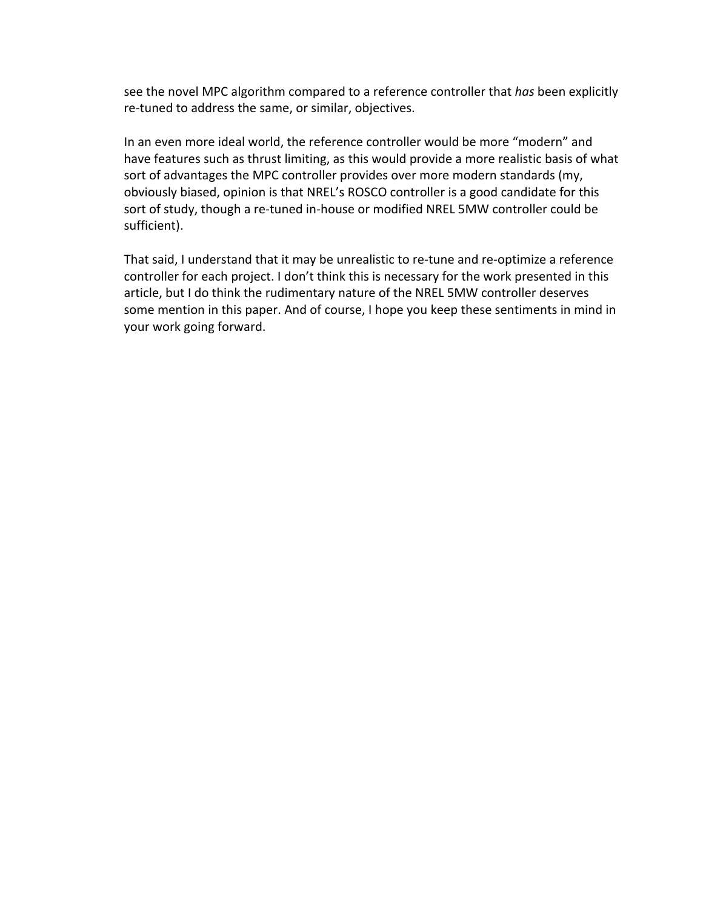see the novel MPC algorithm compared to a reference controller that *has* been explicitly re-tuned to address the same, or similar, objectives.

In an even more ideal world, the reference controller would be more "modern" and have features such as thrust limiting, as this would provide a more realistic basis of what sort of advantages the MPC controller provides over more modern standards (my, obviously biased, opinion is that NREL's ROSCO controller is a good candidate for this sort of study, though a re-tuned in-house or modified NREL 5MW controller could be sufficient).

That said, I understand that it may be unrealistic to re-tune and re-optimize a reference controller for each project. I don't think this is necessary for the work presented in this article, but I do think the rudimentary nature of the NREL 5MW controller deserves some mention in this paper. And of course, I hope you keep these sentiments in mind in your work going forward.